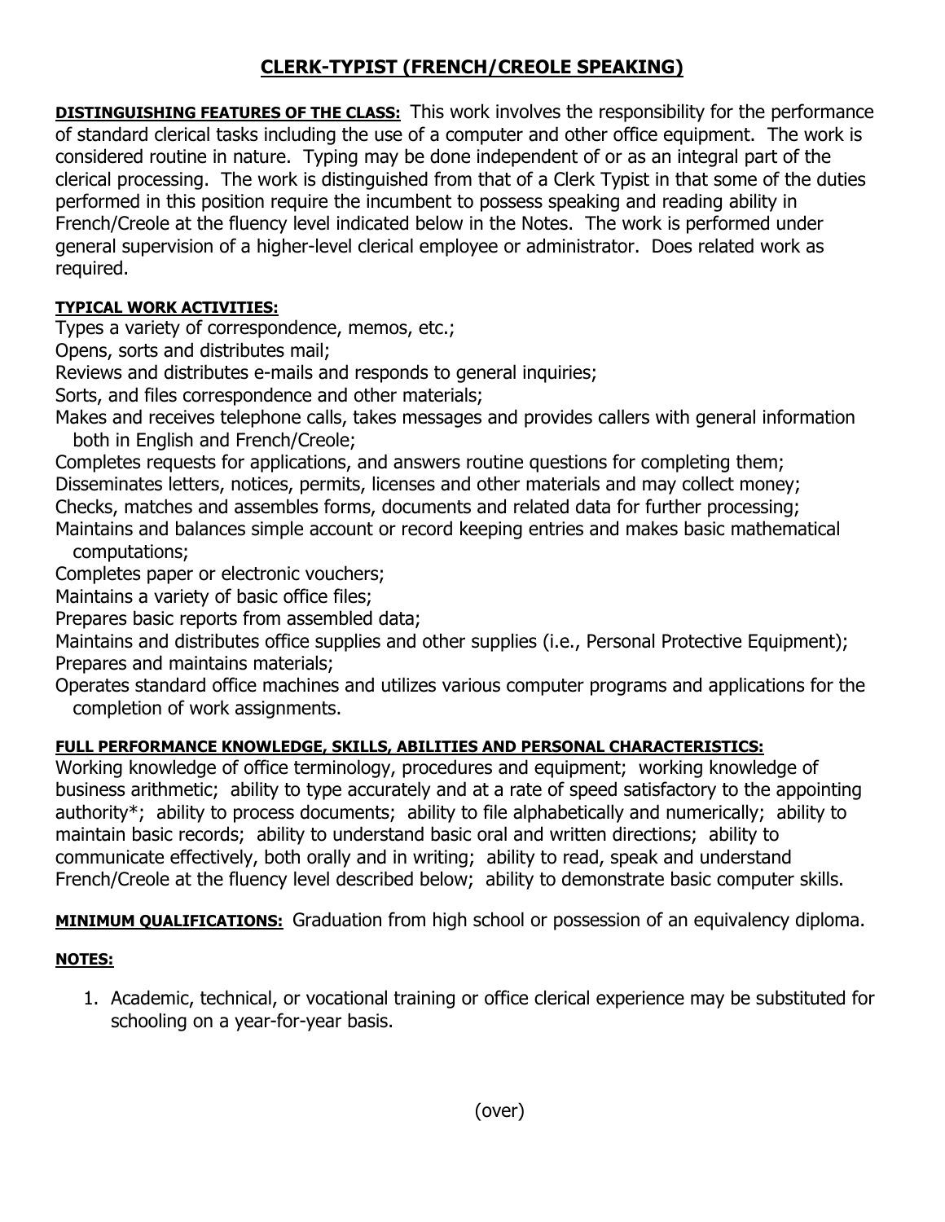# CLERK-TYPIST (FRENCH/CREOLE SPEAKING)

**DISTINGUISHING FEATURES OF THE CLASS:** This work involves the responsibility for the performance of standard clerical tasks including the use of a computer and other office equipment. The work is considered routine in nature. Typing may be done independent of or as an integral part of the clerical processing. The work is distinguished from that of a Clerk Typist in that some of the duties performed in this position require the incumbent to possess speaking and reading ability in French/Creole at the fluency level indicated below in the Notes. The work is performed under general supervision of a higher-level clerical employee or administrator. Does related work as required.

**TYPICAL WORK ACTIVITIES:**

Types a variety of correspondence, memos, etc.;
Opens, sorts and distributes mail;
Reviews and distributes e-mails and responds to general inquiries;
Sorts, and files correspondence and other materials;
Makes and receives telephone calls, takes messages and provides callers with general information both in English and French/Creole;
Completes requests for applications, and answers routine questions for completing them;
Disseminates letters, notices, permits, licenses and other materials and may collect money;
Checks, matches and assembles forms, documents and related data for further processing;
Maintains and balances simple account or record keeping entries and makes basic mathematical computations;
Completes paper or electronic vouchers;
Maintains a variety of basic office files;
Prepares basic reports from assembled data;
Maintains and distributes office supplies and other supplies (i.e., Personal Protective Equipment);
Prepares and maintains materials;
Operates standard office machines and utilizes various computer programs and applications for the completion of work assignments.

**FULL PERFORMANCE KNOWLEDGE, SKILLS, ABILITIES AND PERSONAL CHARACTERISTICS:**
Working knowledge of office terminology, procedures and equipment; working knowledge of business arithmetic; ability to type accurately and at a rate of speed satisfactory to the appointing authority*; ability to process documents; ability to file alphabetically and numerically; ability to maintain basic records; ability to understand basic oral and written directions; ability to communicate effectively, both orally and in writing; ability to read, speak and understand French/Creole at the fluency level described below; ability to demonstrate basic computer skills.

**MINIMUM QUALIFICATIONS:** Graduation from high school or possession of an equivalency diploma.

**NOTES:**

1. Academic, technical, or vocational training or office clerical experience may be substituted for schooling on a year-for-year basis.

(over)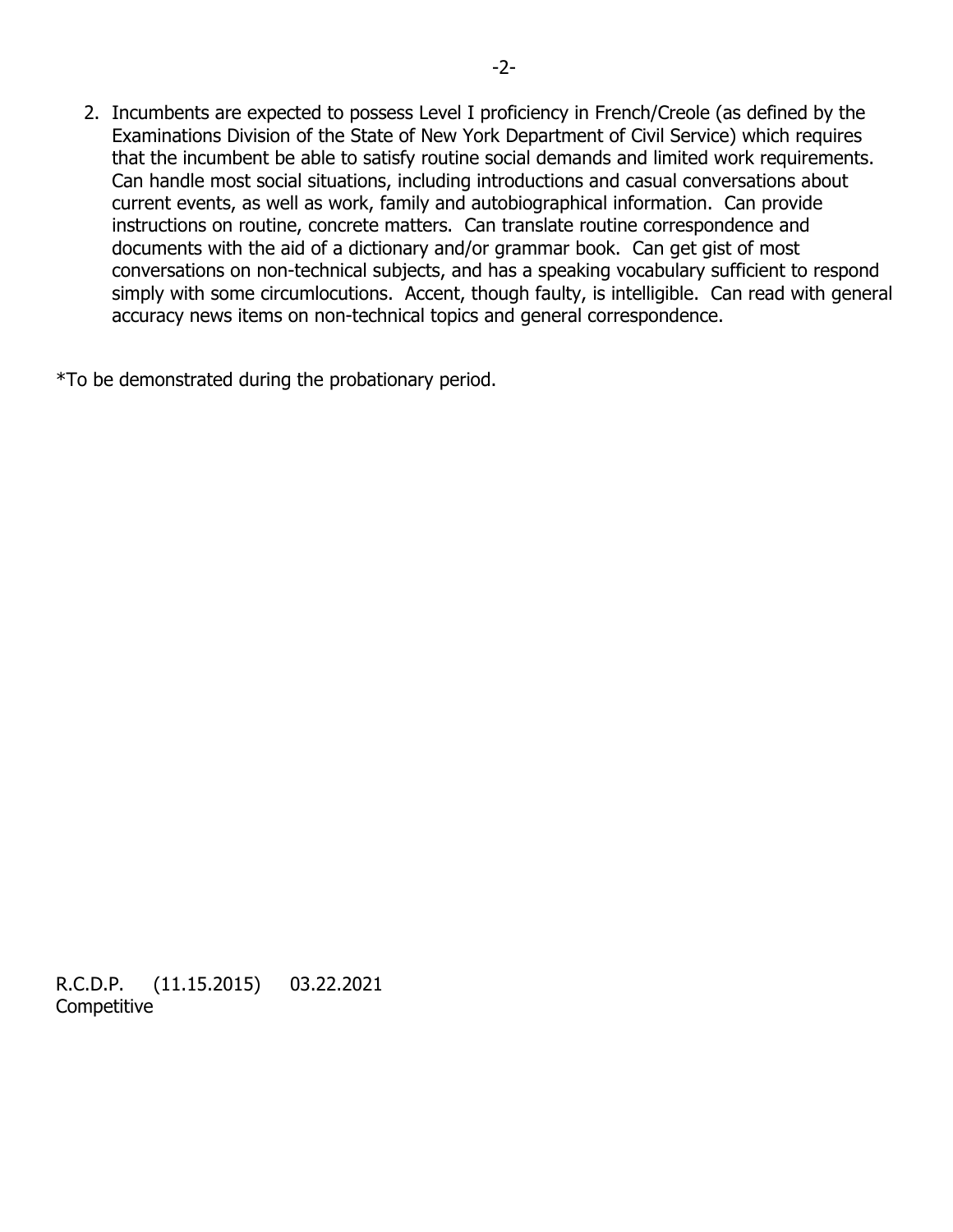2. Incumbents are expected to possess Level I proficiency in French/Creole (as defined by the Examinations Division of the State of New York Department of Civil Service) which requires that the incumbent be able to satisfy routine social demands and limited work requirements. Can handle most social situations, including introductions and casual conversations about current events, as well as work, family and autobiographical information. Can provide instructions on routine, concrete matters. Can translate routine correspondence and documents with the aid of a dictionary and/or grammar book. Can get gist of most conversations on non-technical subjects, and has a speaking vocabulary sufficient to respond simply with some circumlocutions. Accent, though faulty, is intelligible. Can read with general accuracy news items on non-technical topics and general correspondence.

*To be demonstrated during the probationary period.

R.C.D.P. (11.15.2015) 03.22.2021
Competitive